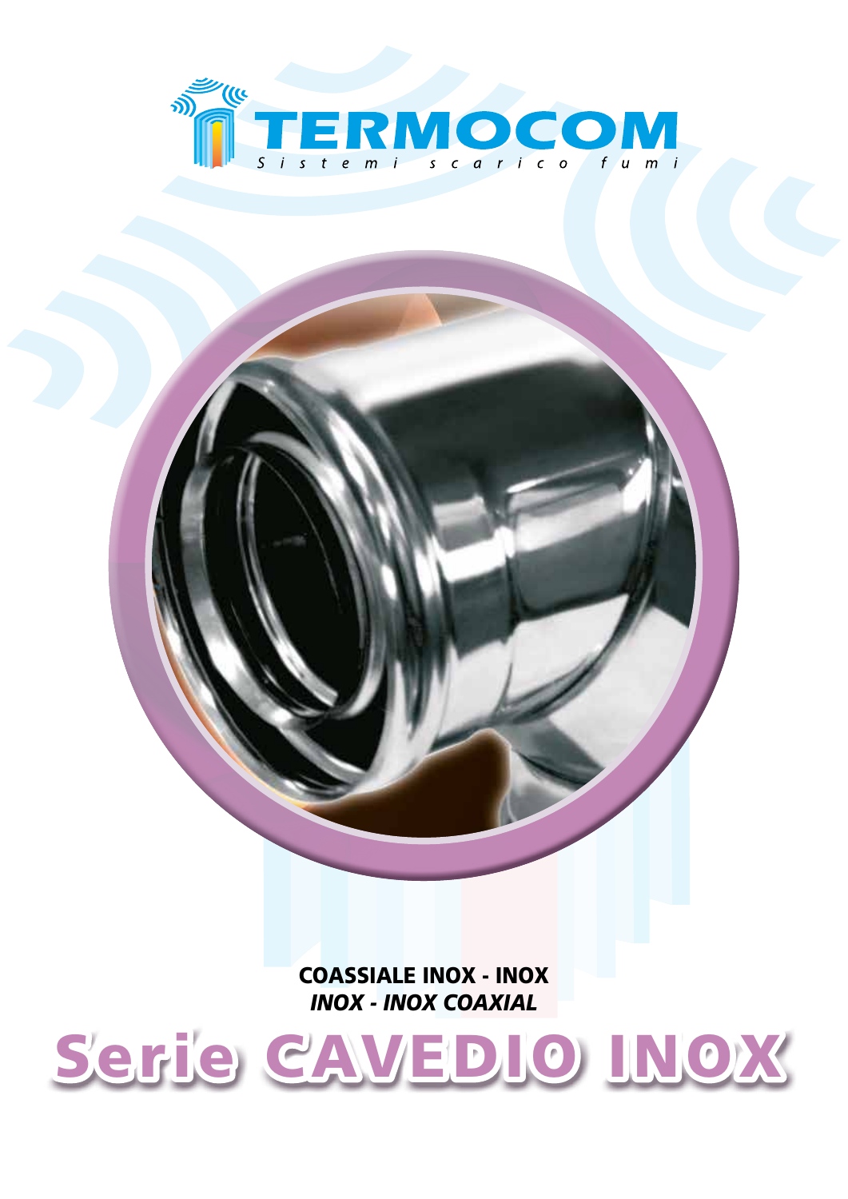# TERMOCOM

*Sistemi scarico fumi*

**COASSIALE INOX - INOX**

***INOX - INOX COAXIAL***

# Serie CAVEDIO INOX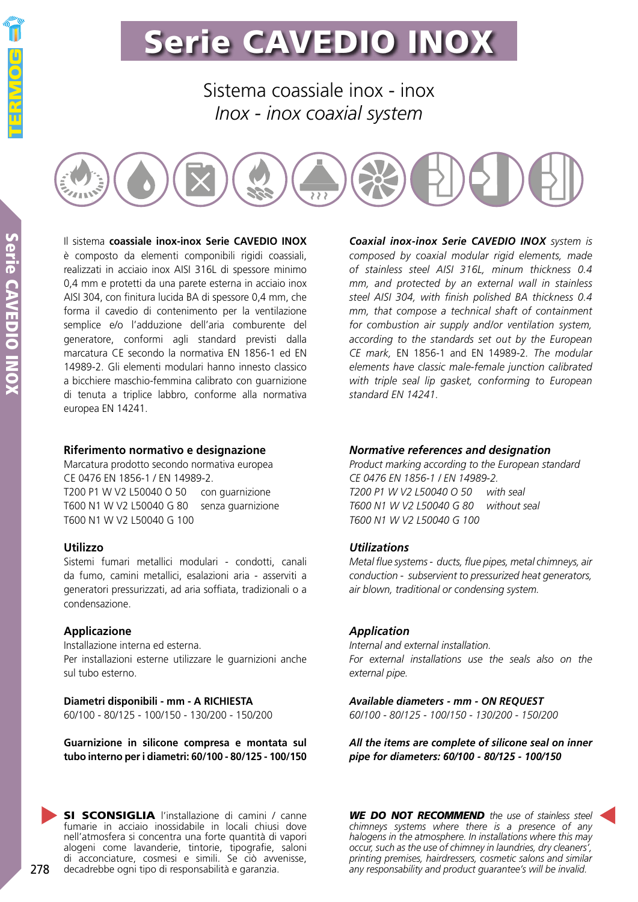# Serie CAVEDIO INOX

## Sistema coassiale inox - inox

## *Inox - inox coaxial system*

Il sistema **coassiale inox-inox Serie CAVEDIO INOX** è composto da elementi componibili rigidi coassiali, realizzati in acciaio inox AISI 316L di spessore minimo 0,4 mm e protetti da una parete esterna in acciaio inox AISI 304, con finitura lucida BA di spessore 0,4 mm, che forma il cavedio di contenimento per la ventilazione semplice e/o l'adduzione dell'aria comburente del generatore, conformi agli standard previsti dalla marcatura CE secondo la normativa EN 1856-1 ed EN 14989-2. Gli elementi modulari hanno innesto classico a bicchiere maschio-femmina calibrato con guarnizione di tenuta a triplice labbro, conforme alla normativa europea EN 14241.

### Riferimento normativo e designazione

Marcatura prodotto secondo normativa europea
CE 0476 EN 1856-1 / EN 14989-2.
T200 P1 W V2 L50040 O 50   con guarnizione
T600 N1 W V2 L50040 G 80   senza guarnizione
T600 N1 W V2 L50040 G 100

### Utilizzo

Sistemi fumari metallici modulari - condotti, canali da fumo, camini metallici, esalazioni aria - asserviti a generatori pressurizzati, ad aria soffiata, tradizionali o a condensazione.

### Applicazione

Installazione interna ed esterna.
Per installazioni esterne utilizzare le guarnizioni anche sul tubo esterno.

**Diametri disponibili - mm - A RICHIESTA**
60/100 - 80/125 - 100/150 - 130/200 - 150/200

**Guarnizione in silicone compresa e montata sul tubo interno per i diametri: 60/100 - 80/125 - 100/150**

**SI SCONSIGLIA** l'installazione di camini / canne fumarie in acciaio inossidabile in locali chiusi dove nell'atmosfera si concentra una forte quantità di vapori alogeni come lavanderie, tintorie, tipografie, saloni di acconciature, cosmesi e simili. Se ciò avvenisse, decadrebbe ogni tipo di responsabilità e garanzia.

***Coaxial inox-inox Serie CAVEDIO INOX*** *system is composed by coaxial modular rigid elements, made of stainless steel AISI 316L, minum thickness 0.4 mm, and protected by an external wall in stainless steel AISI 304, with finish polished BA thickness 0.4 mm, that compose a technical shaft of containment for combustion air supply and/or ventilation system, according to the standards set out by the European CE mark, EN 1856-1 and EN 14989-2. The modular elements have classic male-female junction calibrated with triple seal lip gasket, conforming to European standard EN 14241.*

### *Normative references and designation*

*Product marking according to the European standard*
*CE 0476 EN 1856-1 / EN 14989-2.*
*T200 P1 W V2 L50040 O 50   with seal*
*T600 N1 W V2 L50040 G 80   without seal*
*T600 N1 W V2 L50040 G 100*

### *Utilizations*

*Metal flue systems - ducts, flue pipes, metal chimneys, air conduction - subservient to pressurized heat generators, air blown, traditional or condensing system.*

### *Application*

*Internal and external installation.*
*For external installations use the seals also on the external pipe.*

***Available diameters - mm - ON REQUEST***
*60/100 - 80/125 - 100/150 - 130/200 - 150/200*

***All the items are complete of silicone seal on inner pipe for diameters: 60/100 - 80/125 - 100/150***

***WE DO NOT RECOMMEND*** *the use of stainless steel chimneys systems where there is a presence of any halogens in the atmosphere. In installations where this may occur, such as the use of chimney in laundries, dry cleaners', printing premises, hairdressers, cosmetic salons and similar any responsability and product guarantee's will be invalid.*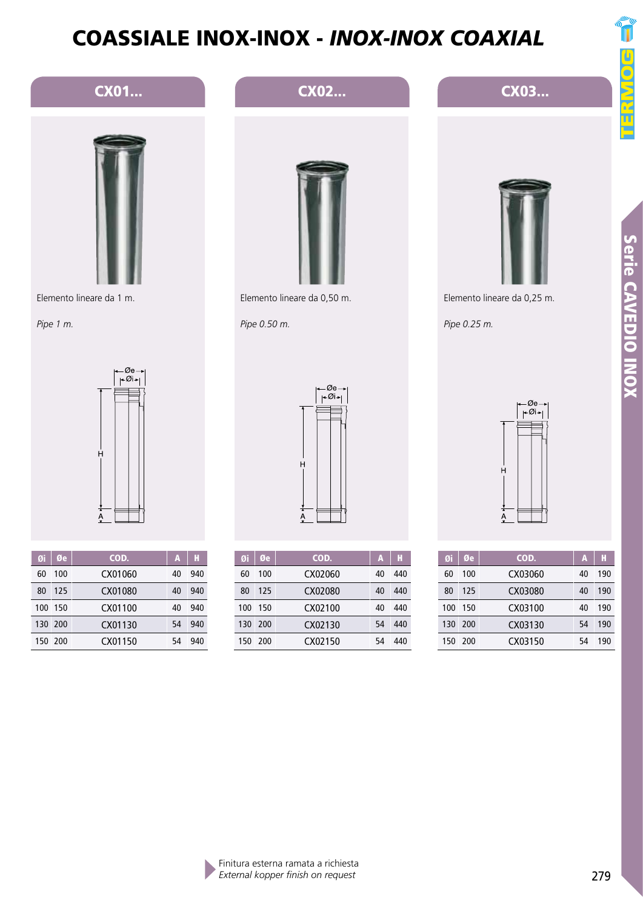# COASSIALE INOX-INOX - *INOX-INOX COAXIAL*

## CX01...

Elemento lineare da 1 m.

*Pipe 1 m.*

| Øi | Øe | COD. | A | H |
|---|---|---|---|---|
| 60 | 100 | CX01060 | 40 | 940 |
| 80 | 125 | CX01080 | 40 | 940 |
| 100 | 150 | CX01100 | 40 | 940 |
| 130 | 200 | CX01130 | 54 | 940 |
| 150 | 200 | CX01150 | 54 | 940 |

## CX02...

Elemento lineare da 0,50 m.

*Pipe 0.50 m.*

| Øi | Øe | COD. | A | H |
|---|---|---|---|---|
| 60 | 100 | CX02060 | 40 | 440 |
| 80 | 125 | CX02080 | 40 | 440 |
| 100 | 150 | CX02100 | 40 | 440 |
| 130 | 200 | CX02130 | 54 | 440 |
| 150 | 200 | CX02150 | 54 | 440 |

## CX03...

Elemento lineare da 0,25 m.

*Pipe 0.25 m.*

| Øi | Øe | COD. | A | H |
|---|---|---|---|---|
| 60 | 100 | CX03060 | 40 | 190 |
| 80 | 125 | CX03080 | 40 | 190 |
| 100 | 150 | CX03100 | 40 | 190 |
| 130 | 200 | CX03130 | 54 | 190 |
| 150 | 200 | CX03150 | 54 | 190 |

Finitura esterna ramata a richiesta
*External kopper finish on request*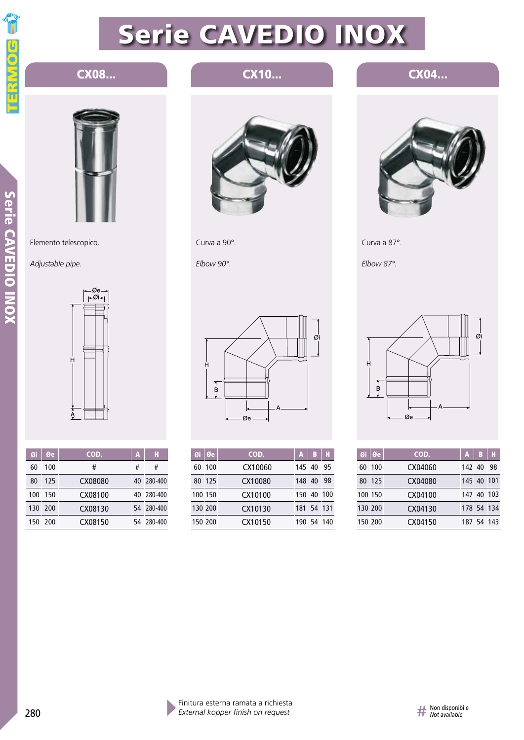# Serie CAVEDIO INOX

## CX08...

Elemento telescopico.

*Adjustable pipe.*

| Øi | Øe | COD. | A | H |
|---|---|---|---|---|
| 60 | 100 | # | # | # |
| 80 | 125 | CX08080 | 40 | 280-400 |
| 100 | 150 | CX08100 | 40 | 280-400 |
| 130 | 200 | CX08130 | 54 | 280-400 |
| 150 | 200 | CX08150 | 54 | 280-400 |

## CX10...

Curva a 90°.

*Elbow 90°.*

| Øi | Øe | COD. | A | B | H |
|---|---|---|---|---|---|
| 60 | 100 | CX10060 | 145 | 40 | 95 |
| 80 | 125 | CX10080 | 148 | 40 | 98 |
| 100 | 150 | CX10100 | 150 | 40 | 100 |
| 130 | 200 | CX10130 | 181 | 54 | 131 |
| 150 | 200 | CX10150 | 190 | 54 | 140 |

## CX04...

Curva a 87°.

*Elbow 87°.*

| Øi | Øe | COD. | A | B | H |
|---|---|---|---|---|---|
| 60 | 100 | CX04060 | 142 | 40 | 98 |
| 80 | 125 | CX04080 | 145 | 40 | 101 |
| 100 | 150 | CX04100 | 147 | 40 | 103 |
| 130 | 200 | CX04130 | 178 | 54 | 134 |
| 150 | 200 | CX04150 | 187 | 54 | 143 |

Finitura esterna ramata a richiesta
*External kopper finish on request*

# Non disponibile
*Not available*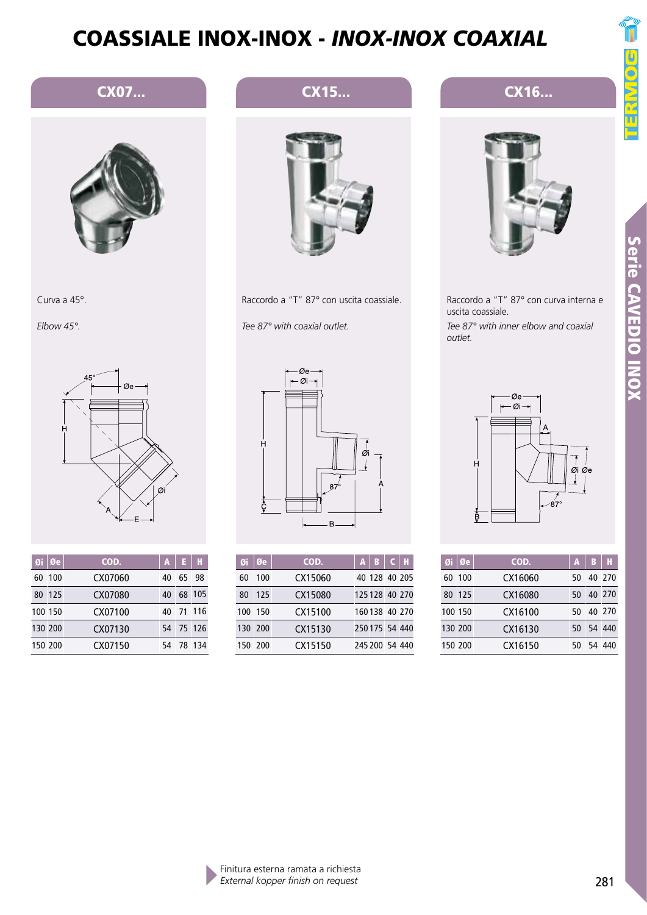# COASSIALE INOX-INOX - *INOX-INOX COAXIAL*

## CX07...

Curva a 45°.

*Elbow 45°.*

| Øi | Øe | COD. | A | E | H |
|---|---|---|---|---|---|
| 60 | 100 | CX07060 | 40 | 65 | 98 |
| 80 | 125 | CX07080 | 40 | 68 | 105 |
| 100 | 150 | CX07100 | 40 | 71 | 116 |
| 130 | 200 | CX07130 | 54 | 75 | 126 |
| 150 | 200 | CX07150 | 54 | 78 | 134 |

## CX15...

Raccordo a "T" 87° con uscita coassiale.

*Tee 87° with coaxial outlet.*

| Øi | Øe | COD. | A | B | C | H |
|---|---|---|---|---|---|---|
| 60 | 100 | CX15060 | 40 | 128 | 40 | 205 |
| 80 | 125 | CX15080 | 125 | 128 | 40 | 270 |
| 100 | 150 | CX15100 | 160 | 138 | 40 | 270 |
| 130 | 200 | CX15130 | 250 | 175 | 54 | 440 |
| 150 | 200 | CX15150 | 245 | 200 | 54 | 440 |

## CX16...

Raccordo a "T" 87° con curva interna e uscita coassiale.

*Tee 87° with inner elbow and coaxial outlet.*

| Øi | Øe | COD. | A | B | H |
|---|---|---|---|---|---|
| 60 | 100 | CX16060 | 50 | 40 | 270 |
| 80 | 125 | CX16080 | 50 | 40 | 270 |
| 100 | 150 | CX16100 | 50 | 40 | 270 |
| 130 | 200 | CX16130 | 50 | 54 | 440 |
| 150 | 200 | CX16150 | 50 | 54 | 440 |

Finitura esterna ramata a richiesta
*External kopper finish on request*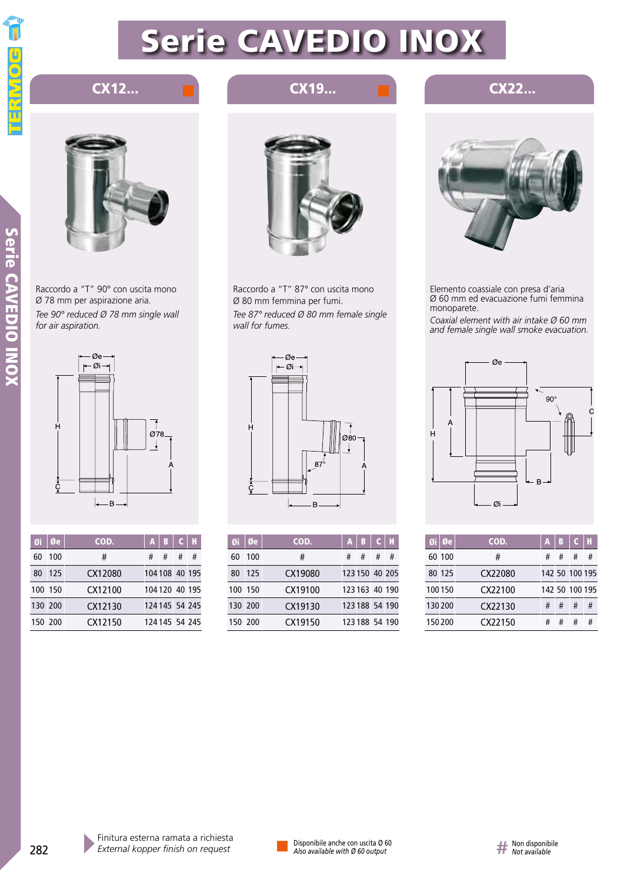# Serie CAVEDIO INOX

## CX12...

Raccordo a "T" 90° con uscita mono Ø 78 mm per aspirazione aria.

*Tee 90° reduced Ø 78 mm single wall for air aspiration.*

| Øi | Øe | COD. | A | B | C | H |
|---|---|---|---|---|---|---|
| 60 | 100 | # | # | # | # | # |
| 80 | 125 | CX12080 | 104 | 108 | 40 | 195 |
| 100 | 150 | CX12100 | 104 | 120 | 40 | 195 |
| 130 | 200 | CX12130 | 124 | 145 | 54 | 245 |
| 150 | 200 | CX12150 | 124 | 145 | 54 | 245 |

## CX19...

Raccordo a "T" 87° con uscita mono Ø 80 mm femmina per fumi.

*Tee 87° reduced Ø 80 mm female single wall for fumes.*

| Øi | Øe | COD. | A | B | C | H |
|---|---|---|---|---|---|---|
| 60 | 100 | # | # | # | # | # |
| 80 | 125 | CX19080 | 123 | 150 | 40 | 205 |
| 100 | 150 | CX19100 | 123 | 163 | 40 | 190 |
| 130 | 200 | CX19130 | 123 | 188 | 54 | 190 |
| 150 | 200 | CX19150 | 123 | 188 | 54 | 190 |

## CX22...

Elemento coassiale con presa d'aria Ø 60 mm ed evacuazione fumi femmina monoparete.

*Coaxial element with air intake Ø 60 mm and female single wall smoke evacuation.*

| Øi | Øe | COD. | A | B | C | H |
|---|---|---|---|---|---|---|
| 60 | 100 | # | # | # | # | # |
| 80 | 125 | CX22080 | 142 | 50 | 100 | 195 |
| 100 | 150 | CX22100 | 142 | 50 | 100 | 195 |
| 130 | 200 | CX22130 | # | # | # | # |
| 150 | 200 | CX22150 | # | # | # | # |

Finitura esterna ramata a richiesta
*External kopper finish on request*

Disponibile anche con uscita Ø 60
*Also available with Ø 60 output*

# Non disponibile
*Not available*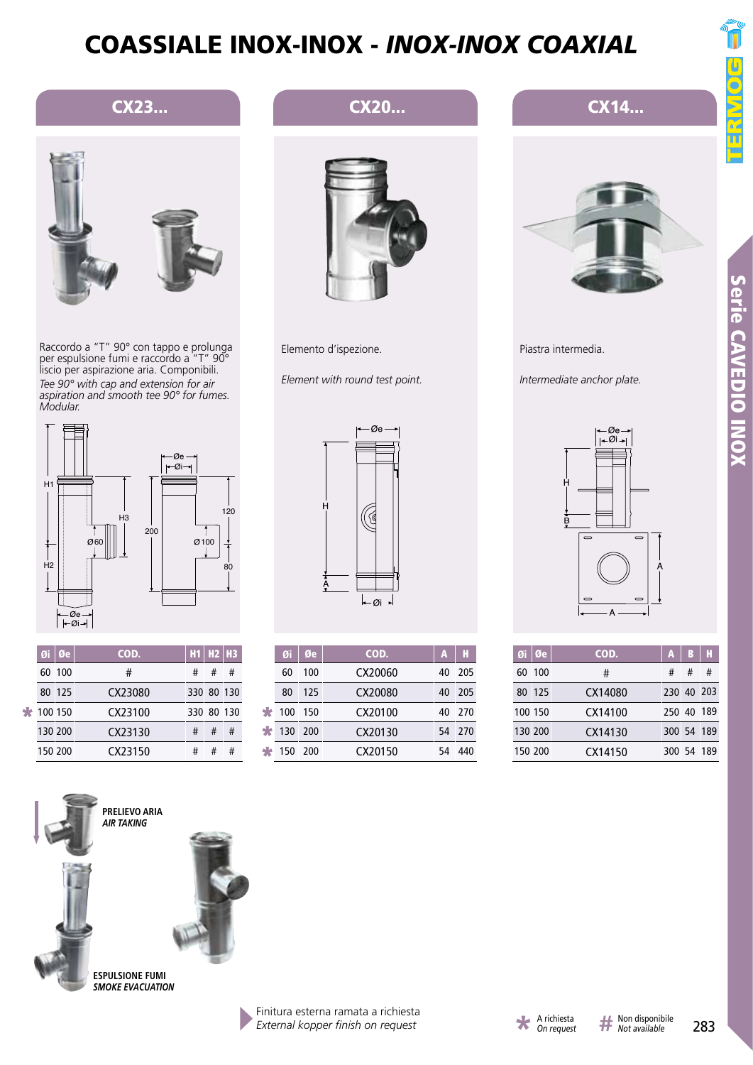# COASSIALE INOX-INOX - *INOX-INOX COAXIAL*

## CX23...

Raccordo a "T" 90° con tappo e prolunga per espulsione fumi e raccordo a "T" 90° liscio per aspirazione aria. Componibili.

*Tee 90° with cap and extension for air aspiration and smooth tee 90° for fumes. Modular.*

| | Øi | Øe | COD. | H1 | H2 | H3 |
|---|---|---|---|---|---|---|
| | 60 | 100 | # | # | # | # |
| | 80 | 125 | CX23080 | 330 | 80 | 130 |
| * | 100 | 150 | CX23100 | 330 | 80 | 130 |
| | 130 | 200 | CX23130 | # | # | # |
| | 150 | 200 | CX23150 | # | # | # |

**PRELIEVO ARIA**
***AIR TAKING***

**ESPULSIONE FUMI**
***SMOKE EVACUATION***

## CX20...

Elemento d'ispezione.

*Element with round test point.*

| | Øi | Øe | COD. | A | H |
|---|---|---|---|---|---|
| | 60 | 100 | CX20060 | 40 | 205 |
| | 80 | 125 | CX20080 | 40 | 205 |
| * | 100 | 150 | CX20100 | 40 | 270 |
| * | 130 | 200 | CX20130 | 54 | 270 |
| * | 150 | 200 | CX20150 | 54 | 440 |

## CX14...

Piastra intermedia.

*Intermediate anchor plate.*

| Øi | Øe | COD. | A | B | H |
|---|---|---|---|---|---|
| 60 | 100 | # | # | # | # |
| 80 | 125 | CX14080 | 230 | 40 | 203 |
| 100 | 150 | CX14100 | 250 | 40 | 189 |
| 130 | 200 | CX14130 | 300 | 54 | 189 |
| 150 | 200 | CX14150 | 300 | 54 | 189 |

Finitura esterna ramata a richiesta
*External kopper finish on request*

* A richiesta / *On request*
# Non disponibile / *Not available*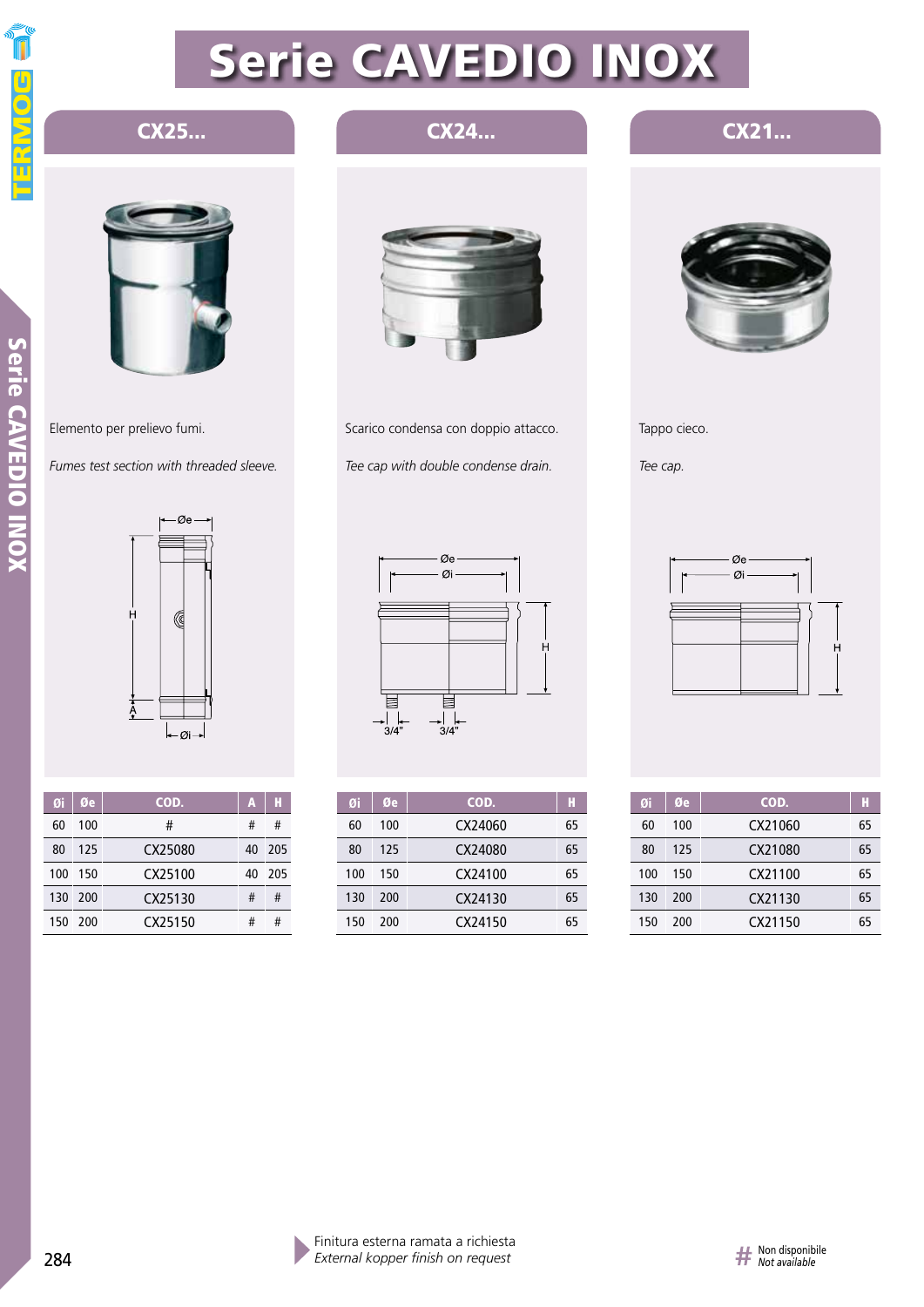# Serie CAVEDIO INOX

## CX25...

Elemento per prelievo fumi.

*Fumes test section with threaded sleeve.*

| Øi | Øe | COD. | A | H |
|---|---|---|---|---|
| 60 | 100 | # | # | # |
| 80 | 125 | CX25080 | 40 | 205 |
| 100 | 150 | CX25100 | 40 | 205 |
| 130 | 200 | CX25130 | # | # |
| 150 | 200 | CX25150 | # | # |

## CX24...

Scarico condensa con doppio attacco.

*Tee cap with double condense drain.*

| Øi | Øe | COD. | H |
|---|---|---|---|
| 60 | 100 | CX24060 | 65 |
| 80 | 125 | CX24080 | 65 |
| 100 | 150 | CX24100 | 65 |
| 130 | 200 | CX24130 | 65 |
| 150 | 200 | CX24150 | 65 |

## CX21...

Tappo cieco.

*Tee cap.*

| Øi | Øe | COD. | H |
|---|---|---|---|
| 60 | 100 | CX21060 | 65 |
| 80 | 125 | CX21080 | 65 |
| 100 | 150 | CX21100 | 65 |
| 130 | 200 | CX21130 | 65 |
| 150 | 200 | CX21150 | 65 |

Finitura esterna ramata a richiesta
*External kopper finish on request*

# Non disponibile
*Not available*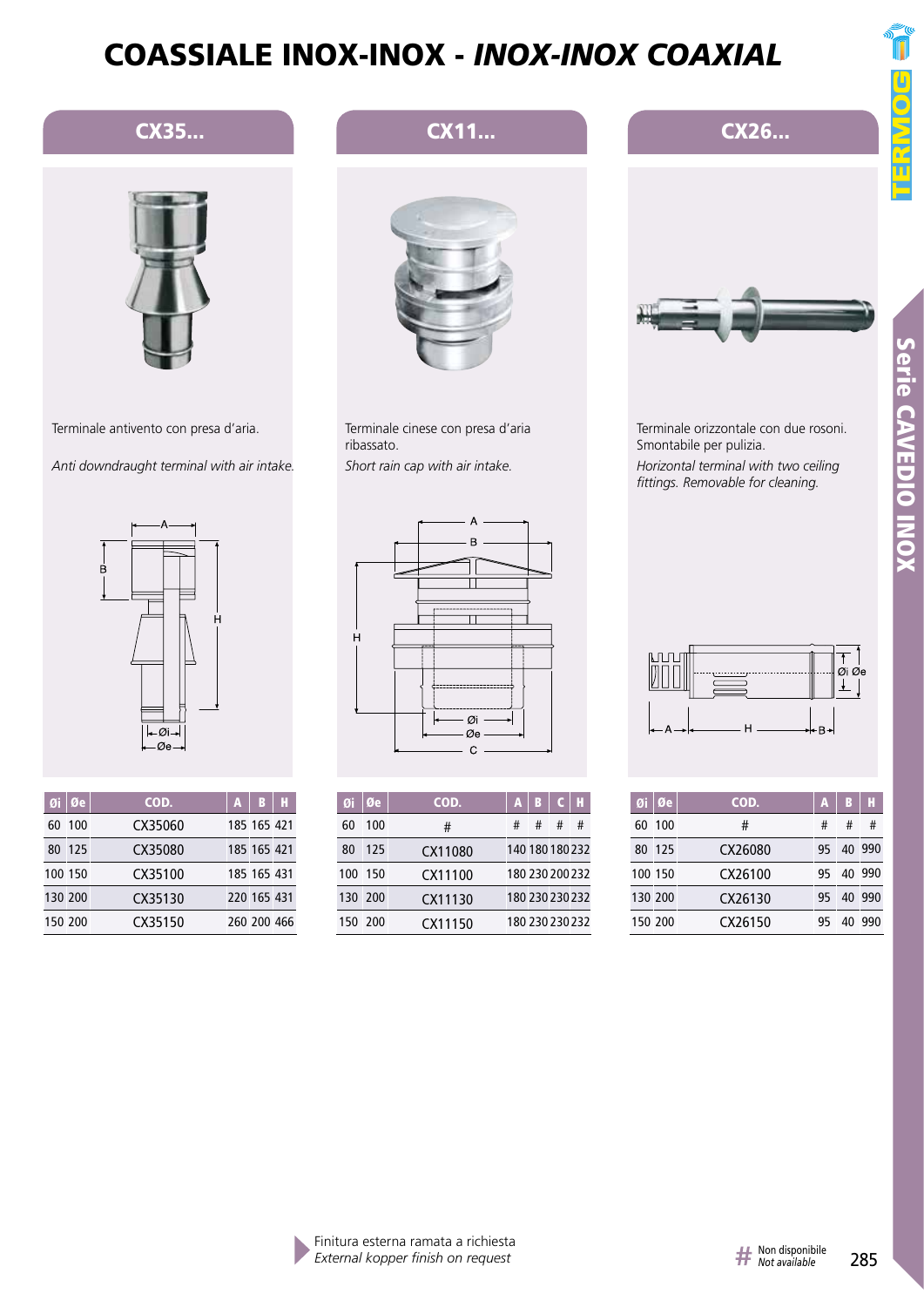# COASSIALE INOX-INOX - *INOX-INOX COAXIAL*

## CX35...

Terminale antivento con presa d'aria.

*Anti downdraught terminal with air intake.*

| Øi | Øe | COD. | A | B | H |
|---|---|---|---|---|---|
| 60 | 100 | CX35060 | 185 | 165 | 421 |
| 80 | 125 | CX35080 | 185 | 165 | 421 |
| 100 | 150 | CX35100 | 185 | 165 | 431 |
| 130 | 200 | CX35130 | 220 | 165 | 431 |
| 150 | 200 | CX35150 | 260 | 200 | 466 |

## CX11...

Terminale cinese con presa d'aria ribassato.

*Short rain cap with air intake.*

| Øi | Øe | COD. | A | B | C | H |
|---|---|---|---|---|---|---|
| 60 | 100 | # | # | # | # | # |
| 80 | 125 | CX11080 | 140 | 180 | 180 | 232 |
| 100 | 150 | CX11100 | 180 | 230 | 200 | 232 |
| 130 | 200 | CX11130 | 180 | 230 | 230 | 232 |
| 150 | 200 | CX11150 | 180 | 230 | 230 | 232 |

## CX26...

Terminale orizzontale con due rosoni. Smontabile per pulizia.

*Horizontal terminal with two ceiling fittings. Removable for cleaning.*

| Øi | Øe | COD. | A | B | H |
|---|---|---|---|---|---|
| 60 | 100 | # | # | # | # |
| 80 | 125 | CX26080 | 95 | 40 | 990 |
| 100 | 150 | CX26100 | 95 | 40 | 990 |
| 130 | 200 | CX26130 | 95 | 40 | 990 |
| 150 | 200 | CX26150 | 95 | 40 | 990 |

Finitura esterna ramata a richiesta
*External kopper finish on request*

# Non disponibile
*Not available*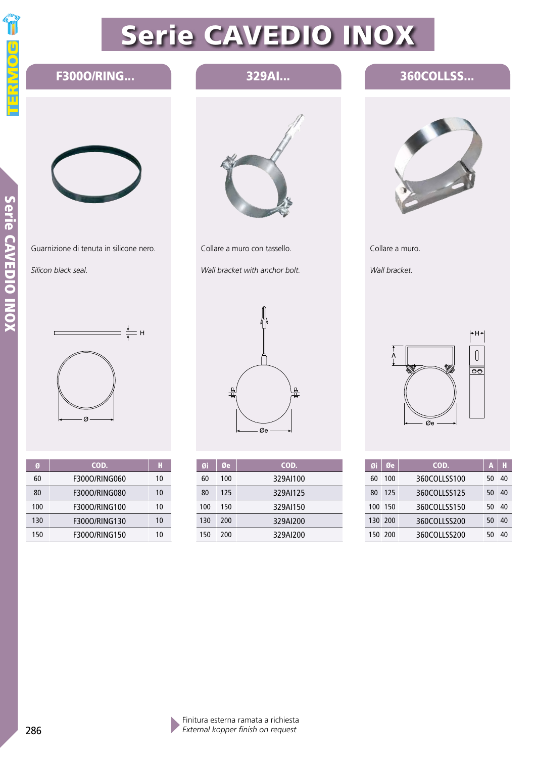# Serie CAVEDIO INOX

## F3000/RING...

Guarnizione di tenuta in silicone nero.

*Silicon black seal.*

| Ø | COD. | H |
|---|---|---|
| 60 | F3000/RING060 | 10 |
| 80 | F3000/RING080 | 10 |
| 100 | F3000/RING100 | 10 |
| 130 | F3000/RING130 | 10 |
| 150 | F3000/RING150 | 10 |

## 329AI...

Collare a muro con tassello.

*Wall bracket with anchor bolt.*

| Øi | Øe | COD. |
|---|---|---|
| 60 | 100 | 329AI100 |
| 80 | 125 | 329AI125 |
| 100 | 150 | 329AI150 |
| 130 | 200 | 329AI200 |
| 150 | 200 | 329AI200 |

## 360COLLSS...

Collare a muro.

*Wall bracket.*

| Øi | Øe | COD. | A | H |
|---|---|---|---|---|
| 60 | 100 | 360COLLSS100 | 50 | 40 |
| 80 | 125 | 360COLLSS125 | 50 | 40 |
| 100 | 150 | 360COLLSS150 | 50 | 40 |
| 130 | 200 | 360COLLSS200 | 50 | 40 |
| 150 | 200 | 360COLLSS200 | 50 | 40 |

Finitura esterna ramata a richiesta
*External kopper finish on request*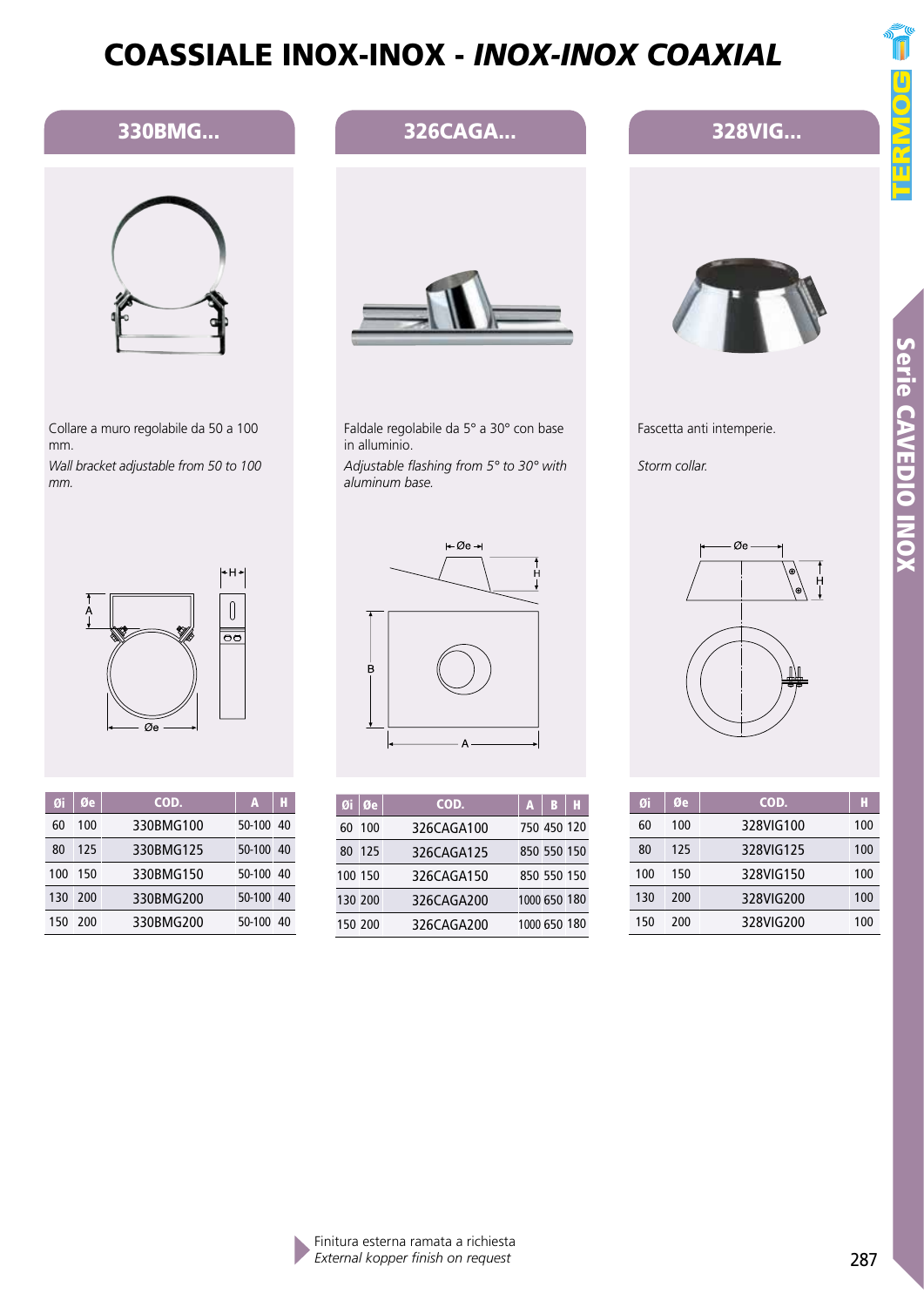# COASSIALE INOX-INOX - *INOX-INOX COAXIAL*

## 330BMG...

Collare a muro regolabile da 50 a 100 mm.

*Wall bracket adjustable from 50 to 100 mm.*

| Øi | Øe | COD. | A | H |
|---|---|---|---|---|
| 60 | 100 | 330BMG100 | 50-100 | 40 |
| 80 | 125 | 330BMG125 | 50-100 | 40 |
| 100 | 150 | 330BMG150 | 50-100 | 40 |
| 130 | 200 | 330BMG200 | 50-100 | 40 |
| 150 | 200 | 330BMG200 | 50-100 | 40 |

## 326CAGA...

Faldale regolabile da 5° a 30° con base in alluminio.

*Adjustable flashing from 5° to 30° with aluminum base.*

| Øi | Øe | COD. | A | B | H |
|---|---|---|---|---|---|
| 60 | 100 | 326CAGA100 | 750 | 450 | 120 |
| 80 | 125 | 326CAGA125 | 850 | 550 | 150 |
| 100 | 150 | 326CAGA150 | 850 | 550 | 150 |
| 130 | 200 | 326CAGA200 | 1000 | 650 | 180 |
| 150 | 200 | 326CAGA200 | 1000 | 650 | 180 |

## 328VIG...

Fascetta anti intemperie.

*Storm collar.*

| Øi | Øe | COD. | H |
|---|---|---|---|
| 60 | 100 | 328VIG100 | 100 |
| 80 | 125 | 328VIG125 | 100 |
| 100 | 150 | 328VIG150 | 100 |
| 130 | 200 | 328VIG200 | 100 |
| 150 | 200 | 328VIG200 | 100 |

Finitura esterna ramata a richiesta
*External kopper finish on request*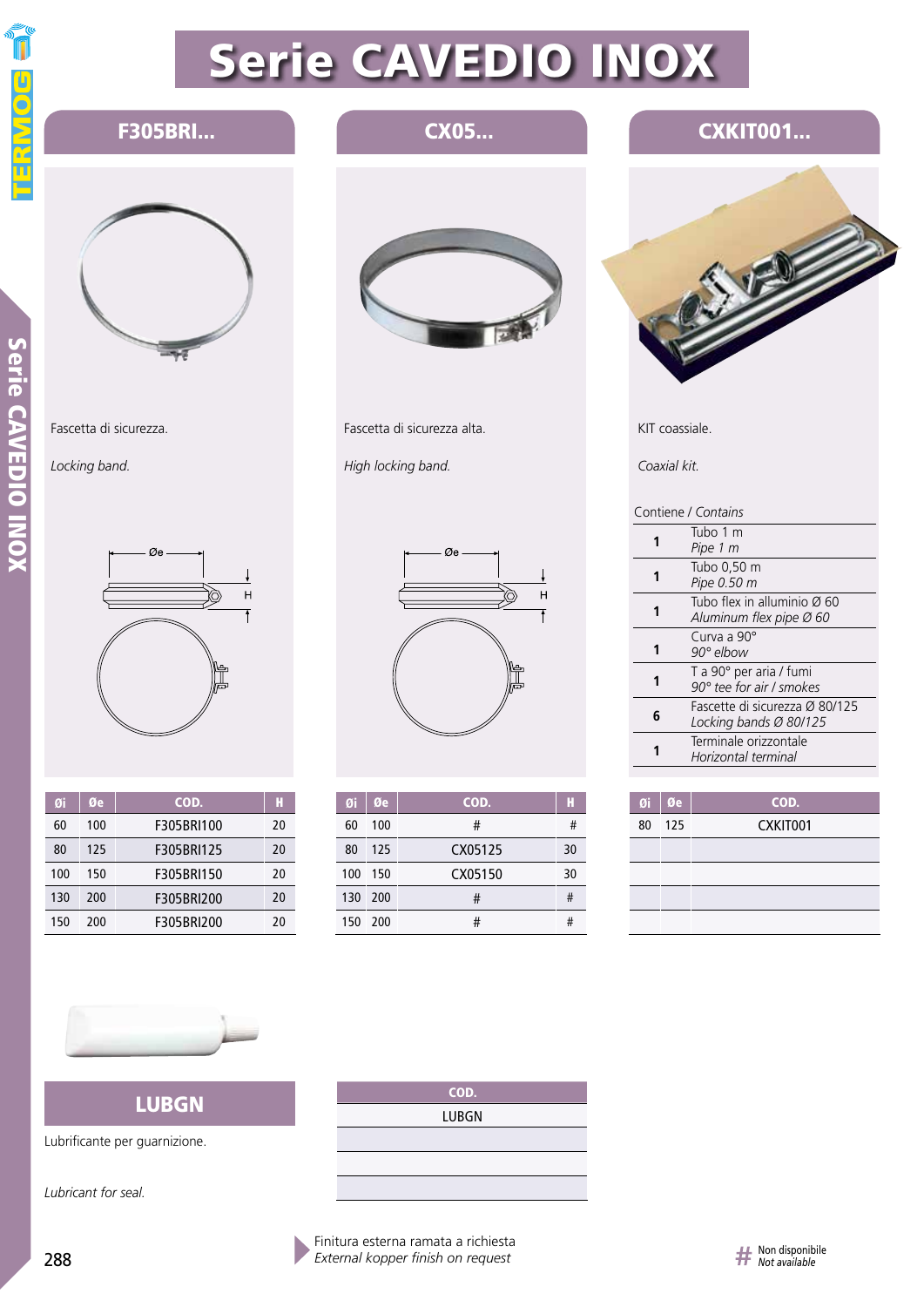# Serie CAVEDIO INOX

## F305BRI...

Fascetta di sicurezza.

*Locking band.*

Øe

H

| Øi | Øe | COD. | H |
|---|---|---|---|
| 60 | 100 | F305BRI100 | 20 |
| 80 | 125 | F305BRI125 | 20 |
| 100 | 150 | F305BRI150 | 20 |
| 130 | 200 | F305BRI200 | 20 |
| 150 | 200 | F305BRI200 | 20 |

## CX05...

Fascetta di sicurezza alta.

*High locking band.*

Øe

H

| Øi | Øe | COD. | H |
|---|---|---|---|
| 60 | 100 | # | # |
| 80 | 125 | CX05125 | 30 |
| 100 | 150 | CX05150 | 30 |
| 130 | 200 | # | # |
| 150 | 200 | # | # |

## CXKIT001...

KIT coassiale.

*Coaxial kit.*

Contiene / *Contains*

| | |
|---|---|
| 1 | Tubo 1 m<br>*Pipe 1 m* |
| 1 | Tubo 0,50 m<br>*Pipe 0.50 m* |
| 1 | Tubo flex in alluminio Ø 60<br>*Aluminum flex pipe Ø 60* |
| 1 | Curva a 90°<br>*90° elbow* |
| 1 | T a 90° per aria / fumi<br>*90° tee for air / smokes* |
| 6 | Fascette di sicurezza Ø 80/125<br>*Locking bands Ø 80/125* |
| 1 | Terminale orizzontale<br>*Horizontal terminal* |

| Øi | Øe | COD. |
|---|---|---|
| 80 | 125 | CXKIT001 |

## LUBGN

Lubrificante per guarnizione.

*Lubricant for seal.*

| COD. |
|---|
| LUBGN |

Finitura esterna ramata a richiesta
*External kopper finish on request*

# Non disponibile
*Not available*